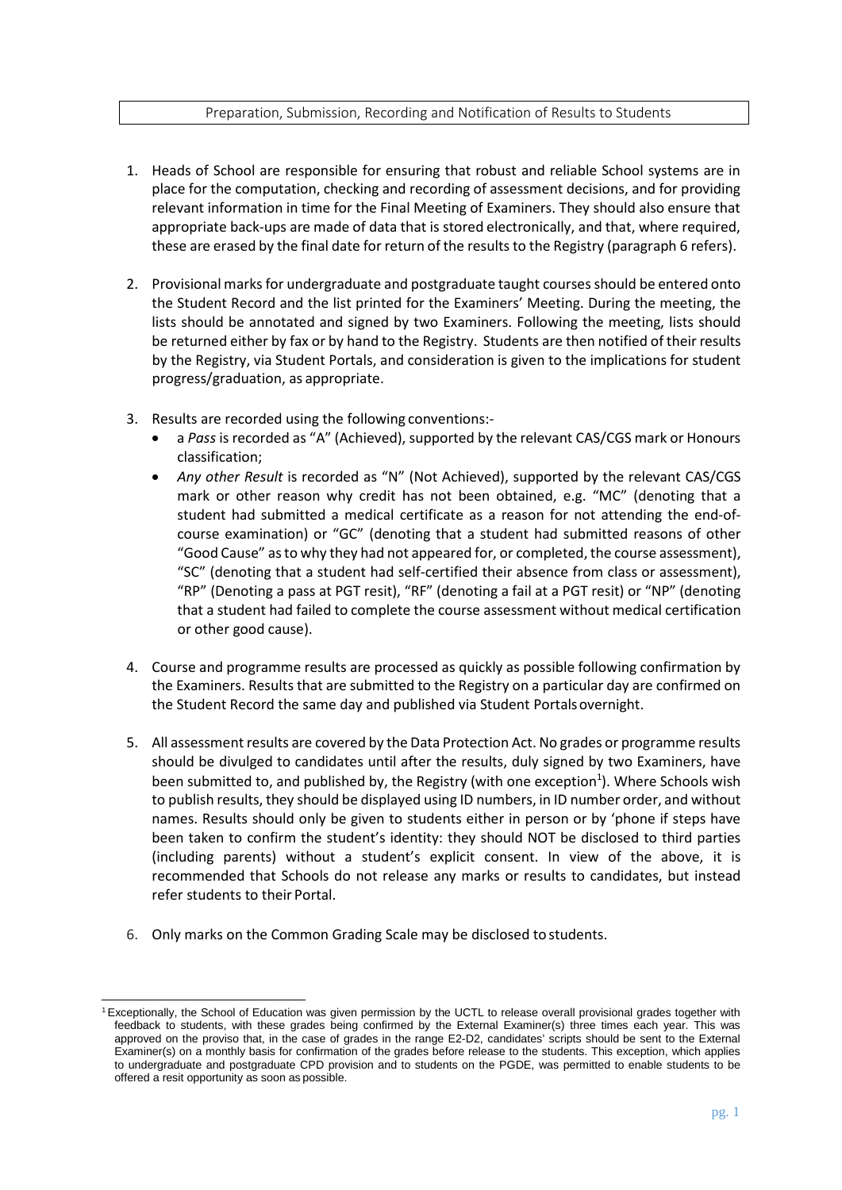# Preparation, Submission, Recording and Notification of Results to Students

1. Heads of School are responsible for ensuring that robust and reliable School systems are in place for the computation, checking and recording of assessment decisions, and for providing relevant information in time for the Final Meeting of Examiners. They should also ensure that appropriate back-ups are made of data that is stored electronically, and that, where required, these are erased by the final date for return of the results to the Registry (paragraph 6 refers).

2. Provisional marks for undergraduate and postgraduate taught courses should be entered onto the Student Record and the list printed for the Examiners' Meeting. During the meeting, the lists should be annotated and signed by two Examiners. Following the meeting, lists should be returned either by fax or by hand to the Registry. Students are then notified of their results by the Registry, via Student Portals, and consideration is given to the implications for student progress/graduation, as appropriate.

3. Results are recorded using the following conventions:-
   - a *Pass* is recorded as "A" (Achieved), supported by the relevant CAS/CGS mark or Honours classification;
   - *Any other Result* is recorded as "N" (Not Achieved), supported by the relevant CAS/CGS mark or other reason why credit has not been obtained, e.g. "MC" (denoting that a student had submitted a medical certificate as a reason for not attending the end-of-course examination) or "GC" (denoting that a student had submitted reasons of other "Good Cause" as to why they had not appeared for, or completed, the course assessment), "SC" (denoting that a student had self-certified their absence from class or assessment), "RP" (Denoting a pass at PGT resit), "RF" (denoting a fail at a PGT resit) or "NP" (denoting that a student had failed to complete the course assessment without medical certification or other good cause).

4. Course and programme results are processed as quickly as possible following confirmation by the Examiners. Results that are submitted to the Registry on a particular day are confirmed on the Student Record the same day and published via Student Portals overnight.

5. All assessment results are covered by the Data Protection Act. No grades or programme results should be divulged to candidates until after the results, duly signed by two Examiners, have been submitted to, and published by, the Registry (with one exception[1]). Where Schools wish to publish results, they should be displayed using ID numbers, in ID number order, and without names. Results should only be given to students either in person or by 'phone if steps have been taken to confirm the student's identity: they should NOT be disclosed to third parties (including parents) without a student's explicit consent. In view of the above, it is recommended that Schools do not release any marks or results to candidates, but instead refer students to their Portal.

6. Only marks on the Common Grading Scale may be disclosed to students.

---

[1] Exceptionally, the School of Education was given permission by the UCTL to release overall provisional grades together with feedback to students, with these grades being confirmed by the External Examiner(s) three times each year. This was approved on the proviso that, in the case of grades in the range E2-D2, candidates' scripts should be sent to the External Examiner(s) on a monthly basis for confirmation of the grades before release to the students. This exception, which applies to undergraduate and postgraduate CPD provision and to students on the PGDE, was permitted to enable students to be offered a resit opportunity as soon as possible.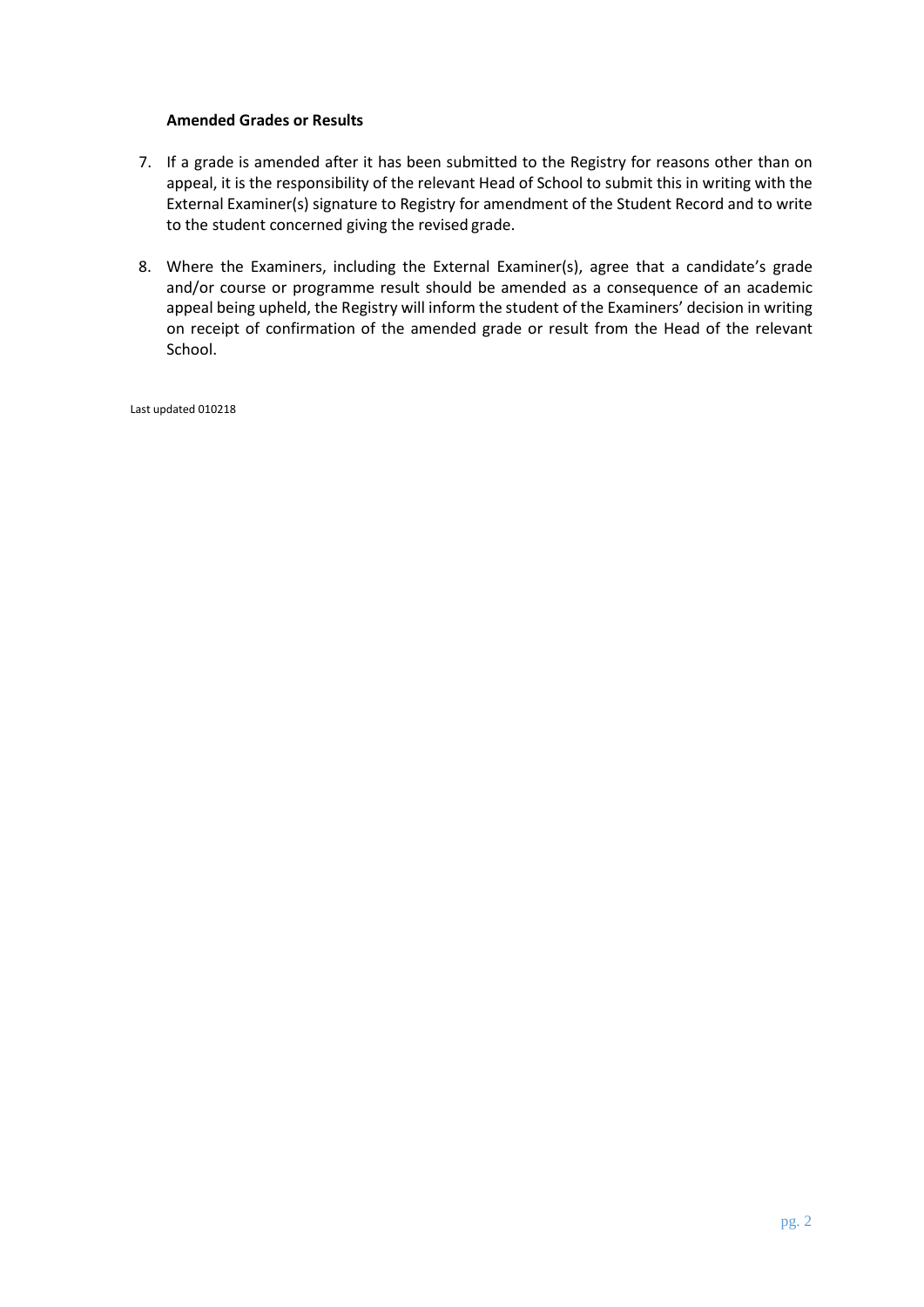**Amended Grades or Results**

7. If a grade is amended after it has been submitted to the Registry for reasons other than on appeal, it is the responsibility of the relevant Head of School to submit this in writing with the External Examiner(s) signature to Registry for amendment of the Student Record and to write to the student concerned giving the revised grade.

8. Where the Examiners, including the External Examiner(s), agree that a candidate's grade and/or course or programme result should be amended as a consequence of an academic appeal being upheld, the Registry will inform the student of the Examiners' decision in writing on receipt of confirmation of the amended grade or result from the Head of the relevant School.

Last updated 010218